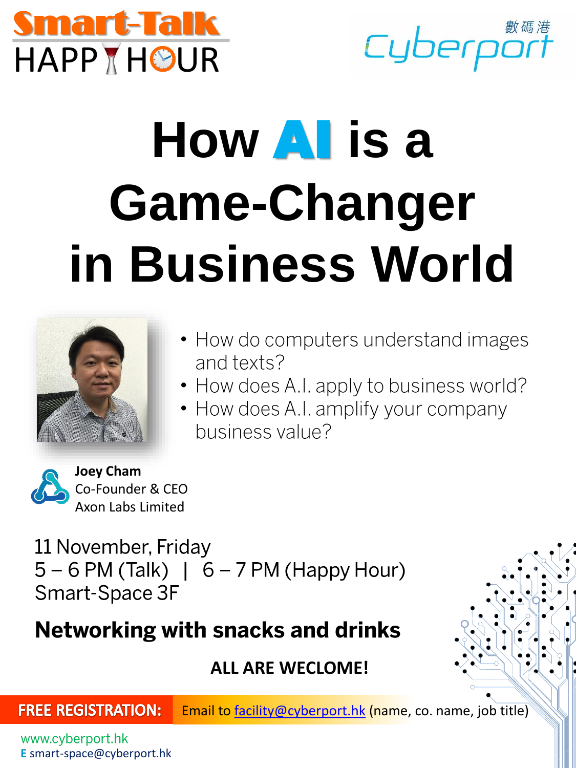Smart-Talk HAPPY HOUR

數碼港 Cyberport

# How AI is a Game-Changer in Business World

- How do computers understand images and texts?
- How does A.I. apply to business world?
- How does A.I. amplify your company business value?

**Joey Cham**
Co-Founder & CEO
Axon Labs Limited

11 November, Friday
5 – 6 PM (Talk) | 6 – 7 PM (Happy Hour)
Smart-Space 3F

**Networking with snacks and drinks**

**ALL ARE WECLOME!**

**FREE REGISTRATION:** Email to facility@cyberport.hk (name, co. name, job title)

www.cyberport.hk
E smart-space@cyberport.hk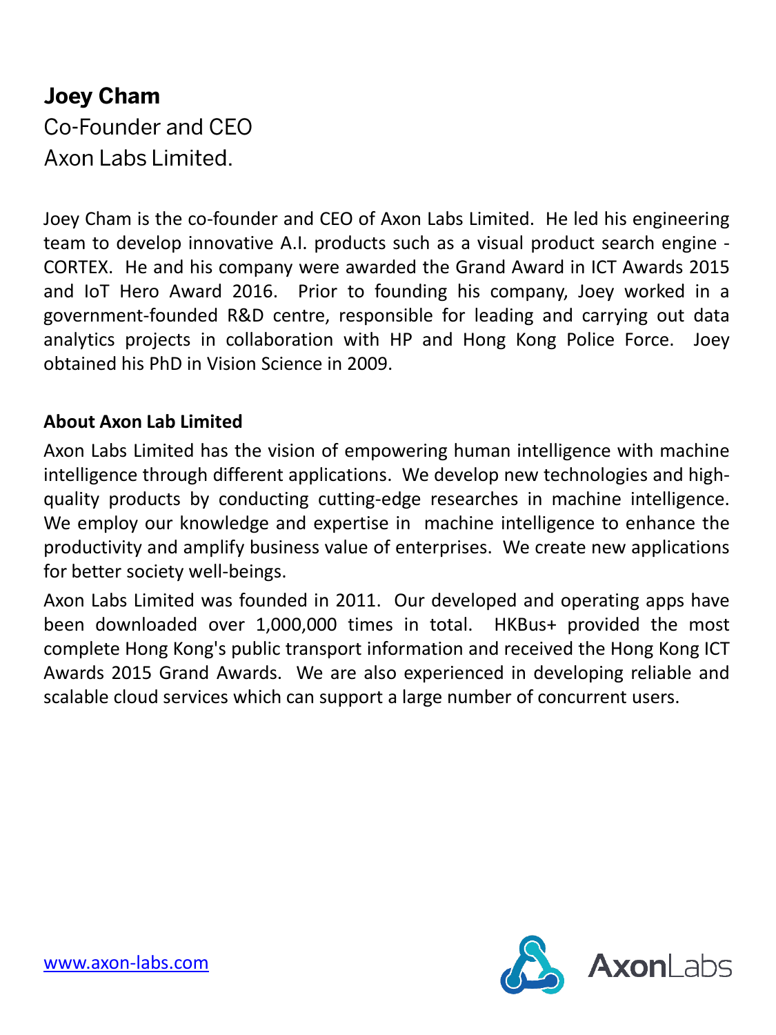# Joey Cham

Co-Founder and CEO
Axon Labs Limited.

Joey Cham is the co-founder and CEO of Axon Labs Limited. He led his engineering team to develop innovative A.I. products such as a visual product search engine - CORTEX. He and his company were awarded the Grand Award in ICT Awards 2015 and IoT Hero Award 2016. Prior to founding his company, Joey worked in a government-founded R&D centre, responsible for leading and carrying out data analytics projects in collaboration with HP and Hong Kong Police Force. Joey obtained his PhD in Vision Science in 2009.

**About Axon Lab Limited**

Axon Labs Limited has the vision of empowering human intelligence with machine intelligence through different applications. We develop new technologies and high-quality products by conducting cutting-edge researches in machine intelligence. We employ our knowledge and expertise in machine intelligence to enhance the productivity and amplify business value of enterprises. We create new applications for better society well-beings.

Axon Labs Limited was founded in 2011. Our developed and operating apps have been downloaded over 1,000,000 times in total. HKBus+ provided the most complete Hong Kong's public transport information and received the Hong Kong ICT Awards 2015 Grand Awards. We are also experienced in developing reliable and scalable cloud services which can support a large number of concurrent users.

www.axon-labs.com

AxonLabs